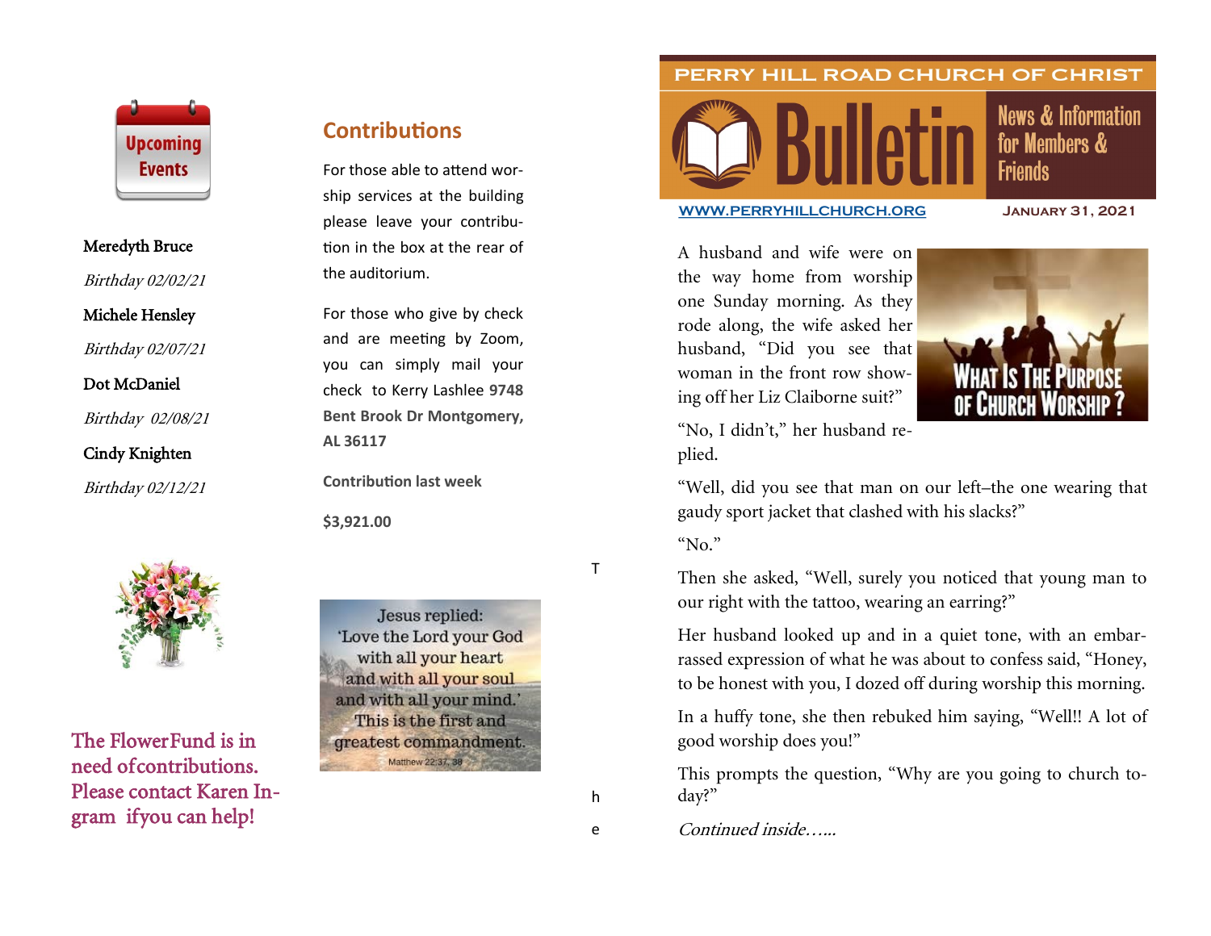## Upcoming Events

Meredyth Bruce

*Birthday 02/02/21*

Michele Hensley

*Birthday 02/07/21*

Dot McDaniel

*Birthday 02/08/21*

Cindy Knighten

*Birthday 02/12/21*

The FlowerFund is in need ofcontributions. Please contact Karen Ingram ifyou can help!

## Contributions

For those able to attend worship services at the building please leave your contribution in the box at the rear of the auditorium.

For those who give by check and are meeting by Zoom, you can simply mail your check to Kerry Lashlee **9748 Bent Brook Dr Montgomery, AL 36117**

**Contribution last week**

**$3,921.00**

Jesus replied: 'Love the Lord your God with all your heart and with all your soul and with all your mind.' This is the first and greatest commandment.
Matthew 22:37, 38

# PERRY HILL ROAD CHURCH OF CHRIST

# Bulletin

News & Information for Members & Friends

WWW.PERRYHILLCHURCH.ORG

JANUARY 31, 2021

WHAT IS THE PURPOSE OF CHURCH WORSHIP?

A husband and wife were on the way home from worship one Sunday morning. As they rode along, the wife asked her husband, "Did you see that woman in the front row showing off her Liz Claiborne suit?"

"No, I didn't," her husband replied.

"Well, did you see that man on our left–the one wearing that gaudy sport jacket that clashed with his slacks?"

"No."

Then she asked, "Well, surely you noticed that young man to our right with the tattoo, wearing an earring?"

Her husband looked up and in a quiet tone, with an embarrassed expression of what he was about to confess said, "Honey, to be honest with you, I dozed off during worship this morning.

In a huffy tone, she then rebuked him saying, "Well!! A lot of good worship does you!"

This prompts the question, "Why are you going to church today?"

*Continued inside…...*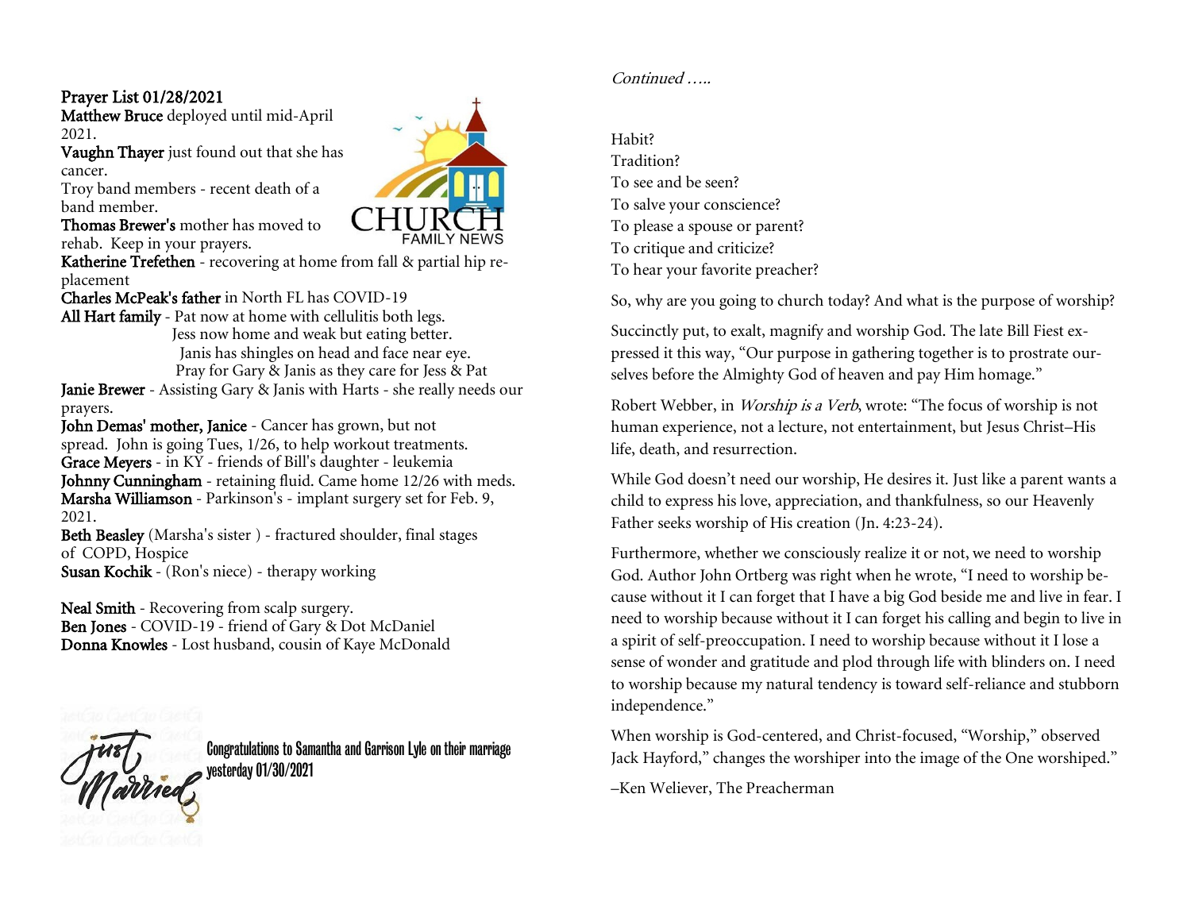## Prayer List 01/28/2021

**Matthew Bruce** deployed until mid-April 2021.

**Vaughn Thayer** just found out that she has cancer.

Troy band members - recent death of a band member.

**Thomas Brewer's** mother has moved to rehab. Keep in your prayers.

**Katherine Trefethen** - recovering at home from fall & partial hip replacement

**Charles McPeak's father** in North FL has COVID-19

**All Hart family** - Pat now at home with cellulitis both legs.
Jess now home and weak but eating better.
Janis has shingles on head and face near eye.
Pray for Gary & Janis as they care for Jess & Pat

**Janie Brewer** - Assisting Gary & Janis with Harts - she really needs our prayers.

**John Demas' mother, Janice** - Cancer has grown, but not spread. John is going Tues, 1/26, to help workout treatments.

**Grace Meyers** - in KY - friends of Bill's daughter - leukemia

**Johnny Cunningham** - retaining fluid. Came home 12/26 with meds.

**Marsha Williamson** - Parkinson's - implant surgery set for Feb. 9, 2021.

**Beth Beasley** (Marsha's sister ) - fractured shoulder, final stages of COPD, Hospice

**Susan Kochik** - (Ron's niece) - therapy working

**Neal Smith** - Recovering from scalp surgery.

**Ben Jones** - COVID-19 - friend of Gary & Dot McDaniel

**Donna Knowles** - Lost husband, cousin of Kaye McDonald

Congratulations to Samantha and Garrison Lyle on their marriage yesterday 01/30/2021

*Continued …..*

Habit?
Tradition?
To see and be seen?
To salve your conscience?
To please a spouse or parent?
To critique and criticize?
To hear your favorite preacher?

So, why are you going to church today? And what is the purpose of worship?

Succinctly put, to exalt, magnify and worship God. The late Bill Fiest expressed it this way, "Our purpose in gathering together is to prostrate ourselves before the Almighty God of heaven and pay Him homage."

Robert Webber, in *Worship is a Verb*, wrote: "The focus of worship is not human experience, not a lecture, not entertainment, but Jesus Christ–His life, death, and resurrection.

While God doesn't need our worship, He desires it. Just like a parent wants a child to express his love, appreciation, and thankfulness, so our Heavenly Father seeks worship of His creation (Jn. 4:23-24).

Furthermore, whether we consciously realize it or not, we need to worship God. Author John Ortberg was right when he wrote, "I need to worship because without it I can forget that I have a big God beside me and live in fear. I need to worship because without it I can forget his calling and begin to live in a spirit of self-preoccupation. I need to worship because without it I lose a sense of wonder and gratitude and plod through life with blinders on. I need to worship because my natural tendency is toward self-reliance and stubborn independence."

When worship is God-centered, and Christ-focused, "Worship," observed Jack Hayford," changes the worshiper into the image of the One worshiped."

–Ken Weliever, The Preacherman